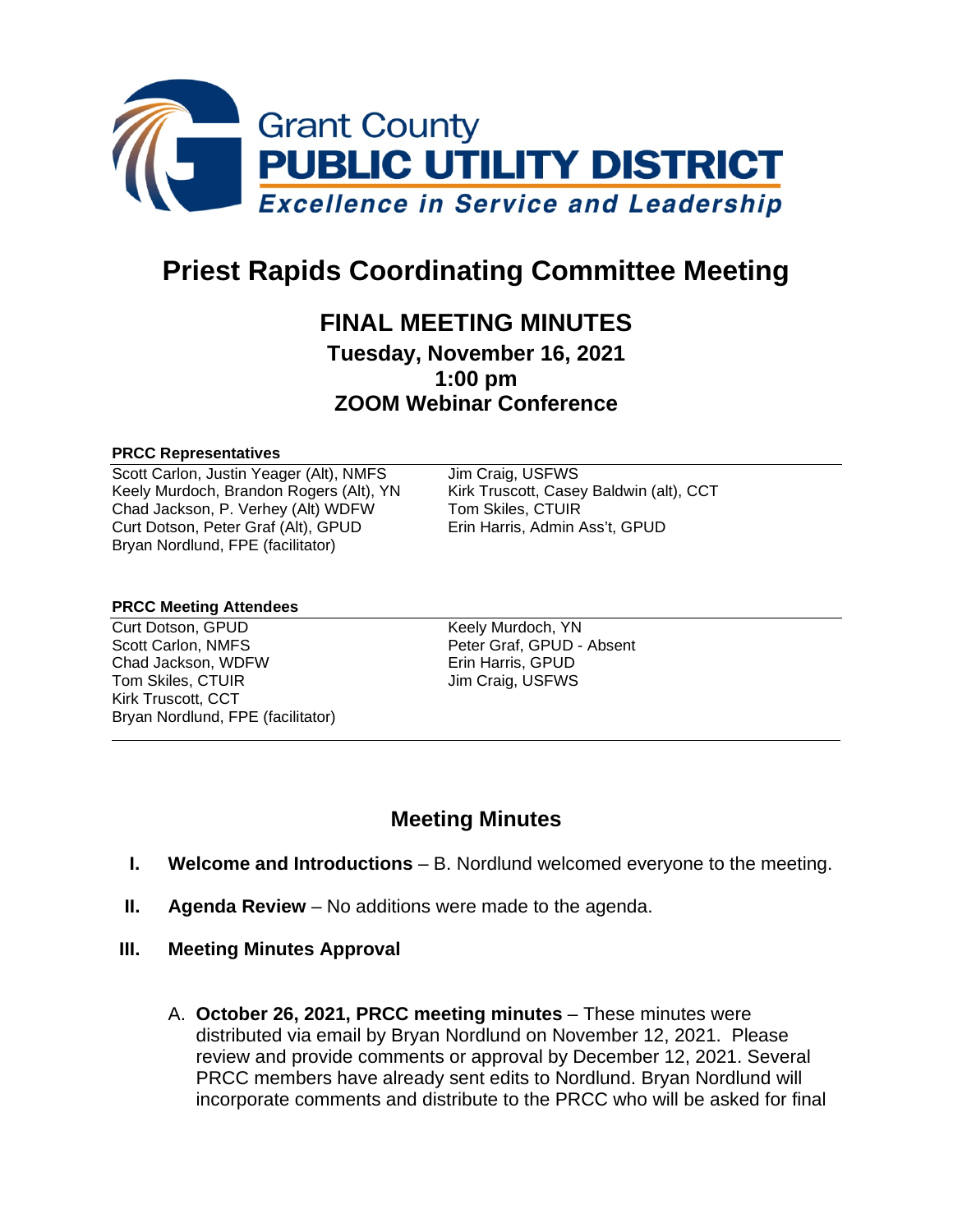Grant County
**PUBLIC UTILITY DISTRICT**
*Excellence in Service and Leadership*

# Priest Rapids Coordinating Committee Meeting

## FINAL MEETING MINUTES

**Tuesday, November 16, 2021**
**1:00 pm**
**ZOOM Webinar Conference**

**PRCC Representatives**

Scott Carlon, Justin Yeager (Alt), NMFS
Keely Murdoch, Brandon Rogers (Alt), YN
Chad Jackson, P. Verhey (Alt) WDFW
Curt Dotson, Peter Graf (Alt), GPUD
Bryan Nordlund, FPE (facilitator)
Jim Craig, USFWS
Kirk Truscott, Casey Baldwin (alt), CCT
Tom Skiles, CTUIR
Erin Harris, Admin Ass't, GPUD

**PRCC Meeting Attendees**

Curt Dotson, GPUD
Scott Carlon, NMFS
Chad Jackson, WDFW
Tom Skiles, CTUIR
Kirk Truscott, CCT
Bryan Nordlund, FPE (facilitator)
Keely Murdoch, YN
Peter Graf, GPUD - Absent
Erin Harris, GPUD
Jim Craig, USFWS

## Meeting Minutes

**I. Welcome and Introductions** – B. Nordlund welcomed everyone to the meeting.

**II. Agenda Review** – No additions were made to the agenda.

**III. Meeting Minutes Approval**

A. **October 26, 2021, PRCC meeting minutes** – These minutes were distributed via email by Bryan Nordlund on November 12, 2021. Please review and provide comments or approval by December 12, 2021. Several PRCC members have already sent edits to Nordlund. Bryan Nordlund will incorporate comments and distribute to the PRCC who will be asked for final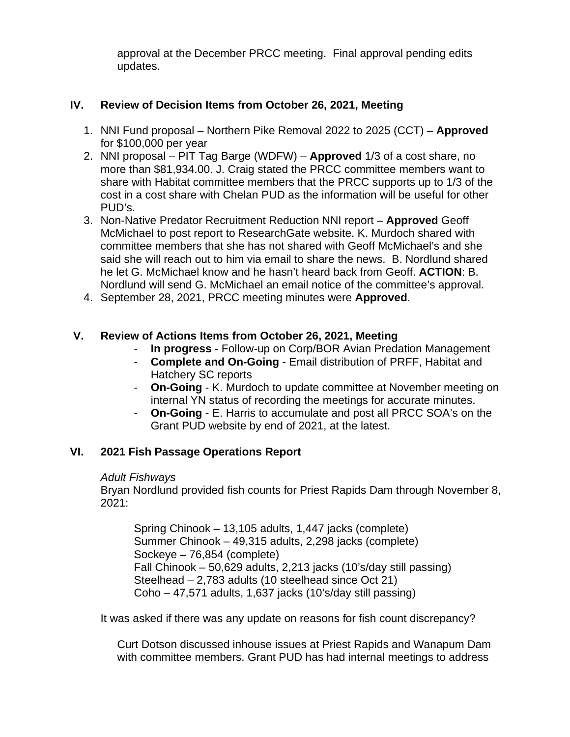approval at the December PRCC meeting.  Final approval pending edits updates.

## IV. Review of Decision Items from October 26, 2021, Meeting

1. NNI Fund proposal – Northern Pike Removal 2022 to 2025 (CCT) – **Approved** for $100,000 per year
2. NNI proposal – PIT Tag Barge (WDFW) – **Approved** 1/3 of a cost share, no more than $81,934.00. J. Craig stated the PRCC committee members want to share with Habitat committee members that the PRCC supports up to 1/3 of the cost in a cost share with Chelan PUD as the information will be useful for other PUD's.
3. Non-Native Predator Recruitment Reduction NNI report – **Approved** Geoff McMichael to post report to ResearchGate website. K. Murdoch shared with committee members that she has not shared with Geoff McMichael's and she said she will reach out to him via email to share the news.  B. Nordlund shared he let G. McMichael know and he hasn't heard back from Geoff. **ACTION**: B. Nordlund will send G. McMichael an email notice of the committee's approval.
4. September 28, 2021, PRCC meeting minutes were **Approved**.

## V. Review of Actions Items from October 26, 2021, Meeting

- **In progress** - Follow-up on Corp/BOR Avian Predation Management
- **Complete and On-Going** - Email distribution of PRFF, Habitat and Hatchery SC reports
- **On-Going** - K. Murdoch to update committee at November meeting on internal YN status of recording the meetings for accurate minutes.
- **On-Going** - E. Harris to accumulate and post all PRCC SOA's on the Grant PUD website by end of 2021, at the latest.

## VI. 2021 Fish Passage Operations Report

*Adult Fishways*

Bryan Nordlund provided fish counts for Priest Rapids Dam through November 8, 2021:

Spring Chinook – 13,105 adults, 1,447 jacks (complete)
Summer Chinook – 49,315 adults, 2,298 jacks (complete)
Sockeye – 76,854 (complete)
Fall Chinook – 50,629 adults, 2,213 jacks (10's/day still passing)
Steelhead – 2,783 adults (10 steelhead since Oct 21)
Coho – 47,571 adults, 1,637 jacks (10's/day still passing)

It was asked if there was any update on reasons for fish count discrepancy?

Curt Dotson discussed inhouse issues at Priest Rapids and Wanapum Dam with committee members. Grant PUD has had internal meetings to address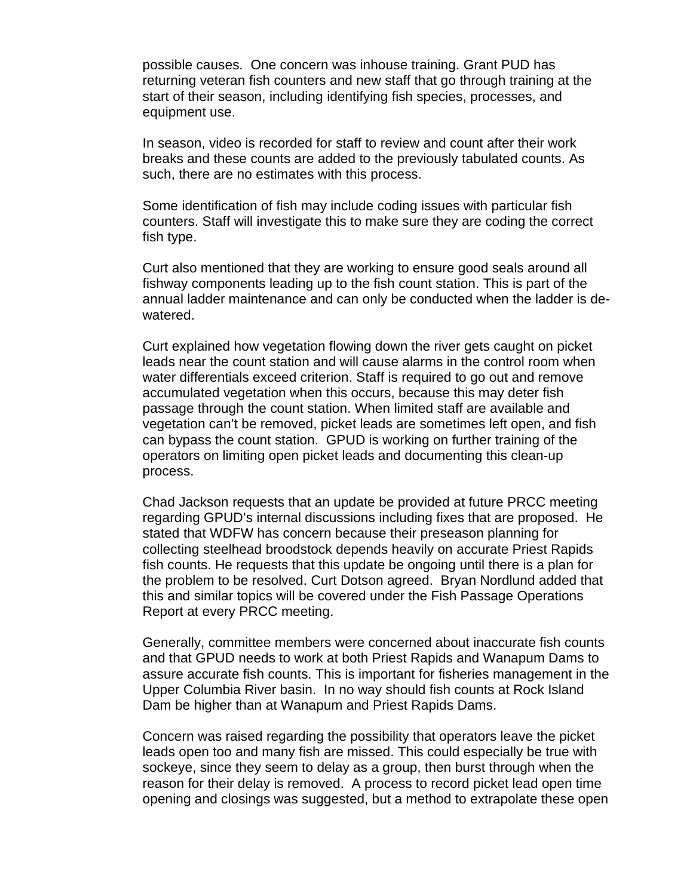possible causes. One concern was inhouse training. Grant PUD has returning veteran fish counters and new staff that go through training at the start of their season, including identifying fish species, processes, and equipment use.

In season, video is recorded for staff to review and count after their work breaks and these counts are added to the previously tabulated counts. As such, there are no estimates with this process.

Some identification of fish may include coding issues with particular fish counters. Staff will investigate this to make sure they are coding the correct fish type.

Curt also mentioned that they are working to ensure good seals around all fishway components leading up to the fish count station. This is part of the annual ladder maintenance and can only be conducted when the ladder is de-watered.

Curt explained how vegetation flowing down the river gets caught on picket leads near the count station and will cause alarms in the control room when water differentials exceed criterion. Staff is required to go out and remove accumulated vegetation when this occurs, because this may deter fish passage through the count station. When limited staff are available and vegetation can't be removed, picket leads are sometimes left open, and fish can bypass the count station. GPUD is working on further training of the operators on limiting open picket leads and documenting this clean-up process.

Chad Jackson requests that an update be provided at future PRCC meeting regarding GPUD's internal discussions including fixes that are proposed. He stated that WDFW has concern because their preseason planning for collecting steelhead broodstock depends heavily on accurate Priest Rapids fish counts. He requests that this update be ongoing until there is a plan for the problem to be resolved. Curt Dotson agreed. Bryan Nordlund added that this and similar topics will be covered under the Fish Passage Operations Report at every PRCC meeting.

Generally, committee members were concerned about inaccurate fish counts and that GPUD needs to work at both Priest Rapids and Wanapum Dams to assure accurate fish counts. This is important for fisheries management in the Upper Columbia River basin. In no way should fish counts at Rock Island Dam be higher than at Wanapum and Priest Rapids Dams.

Concern was raised regarding the possibility that operators leave the picket leads open too and many fish are missed. This could especially be true with sockeye, since they seem to delay as a group, then burst through when the reason for their delay is removed. A process to record picket lead open time opening and closings was suggested, but a method to extrapolate these open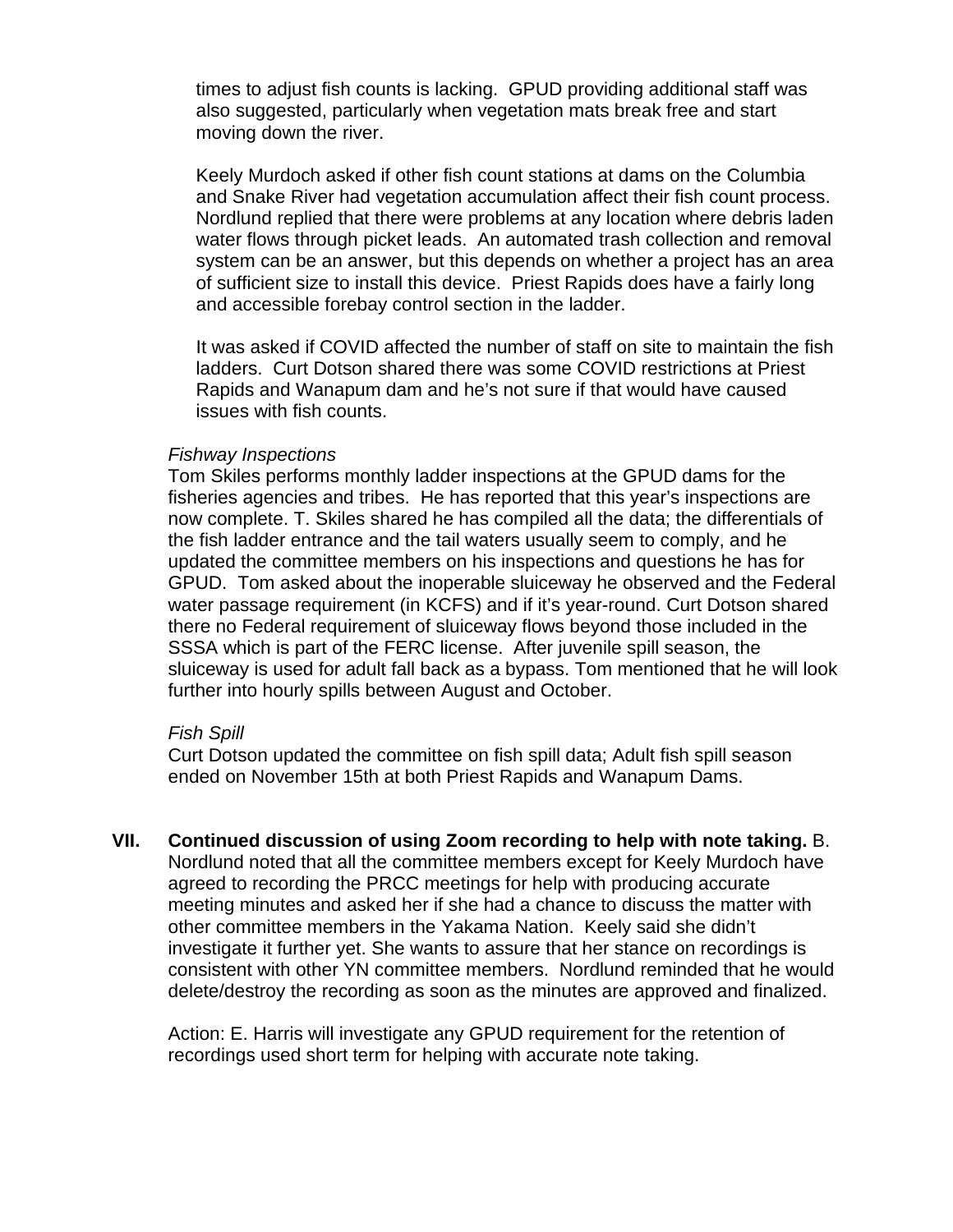times to adjust fish counts is lacking. GPUD providing additional staff was also suggested, particularly when vegetation mats break free and start moving down the river.

Keely Murdoch asked if other fish count stations at dams on the Columbia and Snake River had vegetation accumulation affect their fish count process. Nordlund replied that there were problems at any location where debris laden water flows through picket leads. An automated trash collection and removal system can be an answer, but this depends on whether a project has an area of sufficient size to install this device. Priest Rapids does have a fairly long and accessible forebay control section in the ladder.

It was asked if COVID affected the number of staff on site to maintain the fish ladders. Curt Dotson shared there was some COVID restrictions at Priest Rapids and Wanapum dam and he's not sure if that would have caused issues with fish counts.

*Fishway Inspections*

Tom Skiles performs monthly ladder inspections at the GPUD dams for the fisheries agencies and tribes. He has reported that this year's inspections are now complete. T. Skiles shared he has compiled all the data; the differentials of the fish ladder entrance and the tail waters usually seem to comply, and he updated the committee members on his inspections and questions he has for GPUD. Tom asked about the inoperable sluiceway he observed and the Federal water passage requirement (in KCFS) and if it's year-round. Curt Dotson shared there no Federal requirement of sluiceway flows beyond those included in the SSSA which is part of the FERC license. After juvenile spill season, the sluiceway is used for adult fall back as a bypass. Tom mentioned that he will look further into hourly spills between August and October.

*Fish Spill*

Curt Dotson updated the committee on fish spill data; Adult fish spill season ended on November 15th at both Priest Rapids and Wanapum Dams.

**VII. Continued discussion of using Zoom recording to help with note taking.** B. Nordlund noted that all the committee members except for Keely Murdoch have agreed to recording the PRCC meetings for help with producing accurate meeting minutes and asked her if she had a chance to discuss the matter with other committee members in the Yakama Nation. Keely said she didn't investigate it further yet. She wants to assure that her stance on recordings is consistent with other YN committee members. Nordlund reminded that he would delete/destroy the recording as soon as the minutes are approved and finalized.

Action: E. Harris will investigate any GPUD requirement for the retention of recordings used short term for helping with accurate note taking.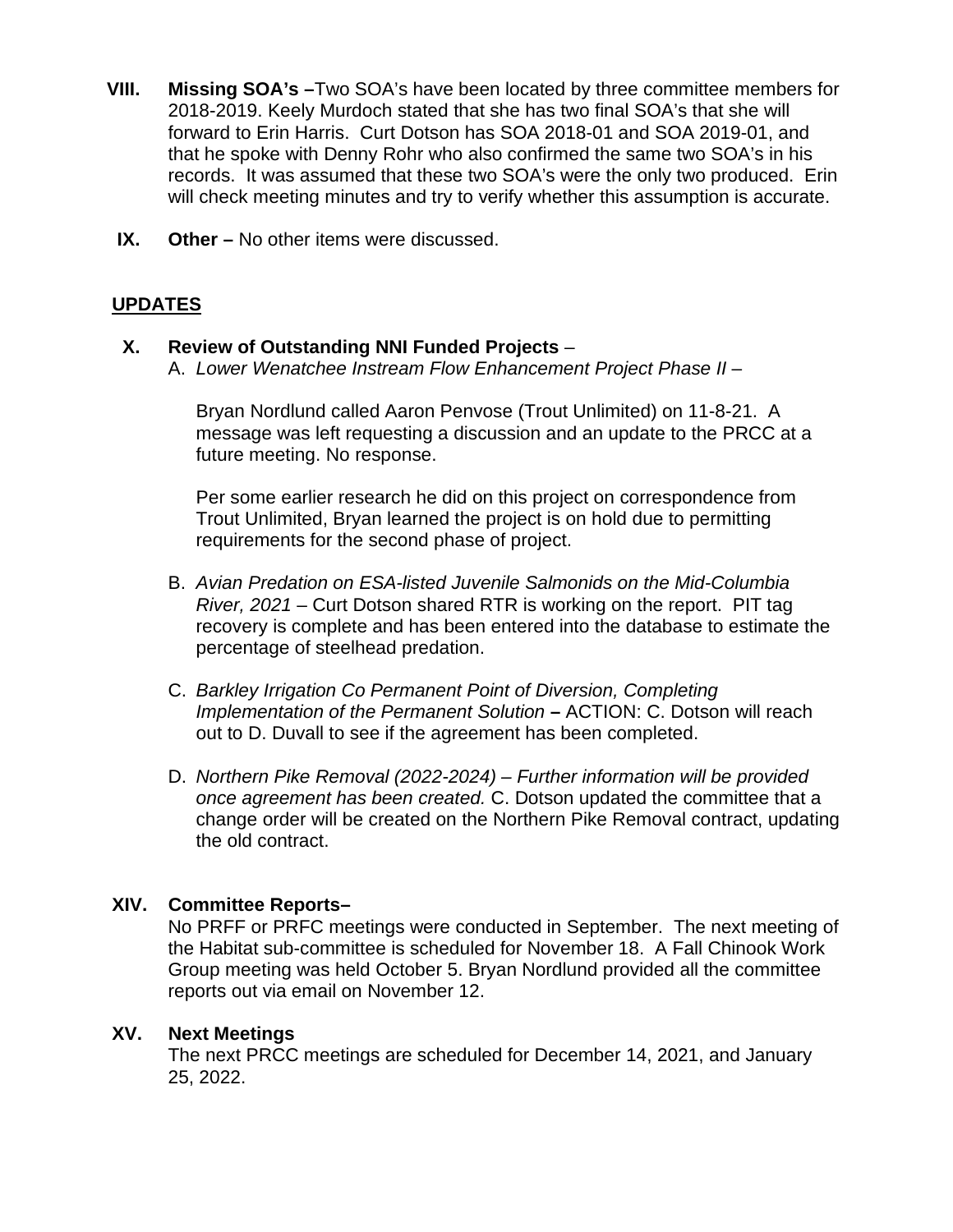**VIII. Missing SOA's –** Two SOA's have been located by three committee members for 2018-2019. Keely Murdoch stated that she has two final SOA's that she will forward to Erin Harris. Curt Dotson has SOA 2018-01 and SOA 2019-01, and that he spoke with Denny Rohr who also confirmed the same two SOA's in his records. It was assumed that these two SOA's were the only two produced. Erin will check meeting minutes and try to verify whether this assumption is accurate.

**IX. Other –** No other items were discussed.

## UPDATES

**X. Review of Outstanding NNI Funded Projects** –

A. *Lower Wenatchee Instream Flow Enhancement Project Phase II –*

Bryan Nordlund called Aaron Penvose (Trout Unlimited) on 11-8-21. A message was left requesting a discussion and an update to the PRCC at a future meeting. No response.

Per some earlier research he did on this project on correspondence from Trout Unlimited, Bryan learned the project is on hold due to permitting requirements for the second phase of project.

B. *Avian Predation on ESA-listed Juvenile Salmonids on the Mid-Columbia River, 2021* – Curt Dotson shared RTR is working on the report. PIT tag recovery is complete and has been entered into the database to estimate the percentage of steelhead predation.

C. *Barkley Irrigation Co Permanent Point of Diversion, Completing Implementation of the Permanent Solution* **–** ACTION: C. Dotson will reach out to D. Duvall to see if the agreement has been completed.

D. *Northern Pike Removal (2022-2024) – Further information will be provided once agreement has been created.* C. Dotson updated the committee that a change order will be created on the Northern Pike Removal contract, updating the old contract.

**XIV. Committee Reports–**

No PRFF or PRFC meetings were conducted in September. The next meeting of the Habitat sub-committee is scheduled for November 18. A Fall Chinook Work Group meeting was held October 5. Bryan Nordlund provided all the committee reports out via email on November 12.

**XV. Next Meetings**

The next PRCC meetings are scheduled for December 14, 2021, and January 25, 2022.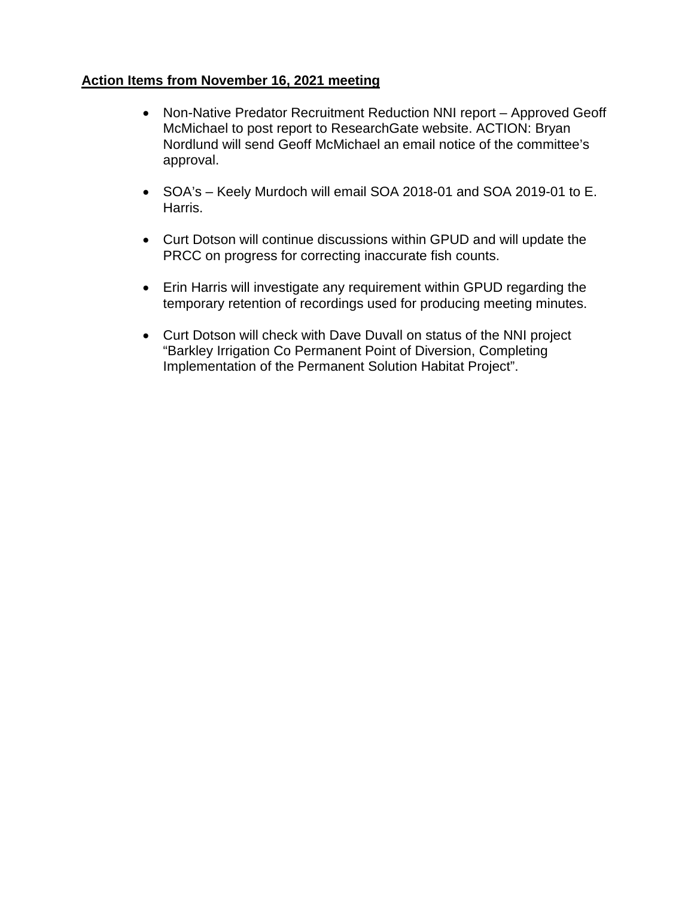**<u>Action Items from November 16, 2021 meeting</u>**

- Non-Native Predator Recruitment Reduction NNI report – Approved Geoff McMichael to post report to ResearchGate website. ACTION: Bryan Nordlund will send Geoff McMichael an email notice of the committee's approval.

- SOA's – Keely Murdoch will email SOA 2018-01 and SOA 2019-01 to E. Harris.

- Curt Dotson will continue discussions within GPUD and will update the PRCC on progress for correcting inaccurate fish counts.

- Erin Harris will investigate any requirement within GPUD regarding the temporary retention of recordings used for producing meeting minutes.

- Curt Dotson will check with Dave Duvall on status of the NNI project "Barkley Irrigation Co Permanent Point of Diversion, Completing Implementation of the Permanent Solution Habitat Project".